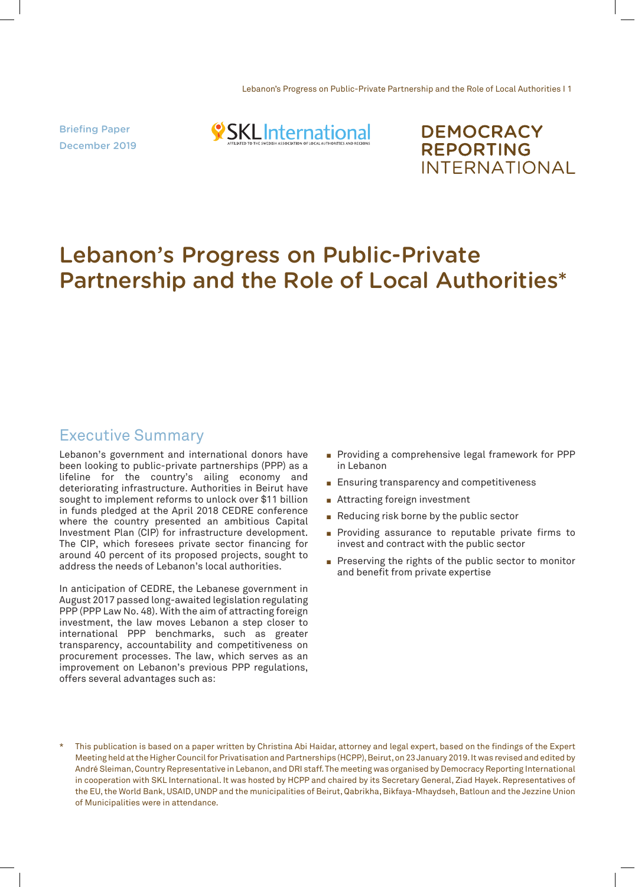Briefing Paper
December 2019

SKL International
AFFILIATED TO THE SWEDISH ASSOCIATION OF LOCAL AUTHORITIES AND REGIONS

DEMOCRACY REPORTING INTERNATIONAL

# Lebanon's Progress on Public-Private Partnership and the Role of Local Authorities*

## Executive Summary

Lebanon's government and international donors have been looking to public-private partnerships (PPP) as a lifeline for the country's ailing economy and deteriorating infrastructure. Authorities in Beirut have sought to implement reforms to unlock over $11 billion in funds pledged at the April 2018 CEDRE conference where the country presented an ambitious Capital Investment Plan (CIP) for infrastructure development. The CIP, which foresees private sector financing for around 40 percent of its proposed projects, sought to address the needs of Lebanon's local authorities.

In anticipation of CEDRE, the Lebanese government in August 2017 passed long-awaited legislation regulating PPP (PPP Law No. 48). With the aim of attracting foreign investment, the law moves Lebanon a step closer to international PPP benchmarks, such as greater transparency, accountability and competitiveness on procurement processes. The law, which serves as an improvement on Lebanon's previous PPP regulations, offers several advantages such as:

- Providing a comprehensive legal framework for PPP in Lebanon
- Ensuring transparency and competitiveness
- Attracting foreign investment
- Reducing risk borne by the public sector
- Providing assurance to reputable private firms to invest and contract with the public sector
- Preserving the rights of the public sector to monitor and benefit from private expertise

\* This publication is based on a paper written by Christina Abi Haidar, attorney and legal expert, based on the findings of the Expert Meeting held at the Higher Council for Privatisation and Partnerships (HCPP), Beirut, on 23 January 2019. It was revised and edited by André Sleiman, Country Representative in Lebanon, and DRI staff. The meeting was organised by Democracy Reporting International in cooperation with SKL International. It was hosted by HCPP and chaired by its Secretary General, Ziad Hayek. Representatives of the EU, the World Bank, USAID, UNDP and the municipalities of Beirut, Qabrikha, Bikfaya-Mhaydseh, Batloun and the Jezzine Union of Municipalities were in attendance.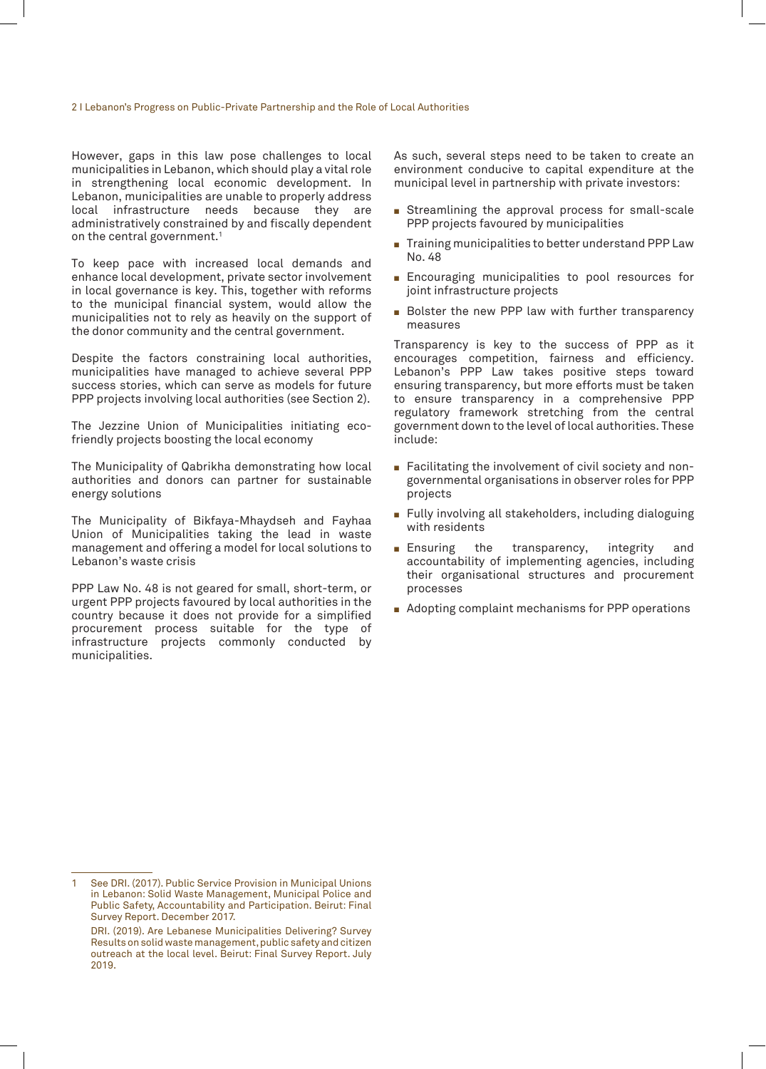However, gaps in this law pose challenges to local municipalities in Lebanon, which should play a vital role in strengthening local economic development. In Lebanon, municipalities are unable to properly address local infrastructure needs because they are administratively constrained by and fiscally dependent on the central government.[1]

To keep pace with increased local demands and enhance local development, private sector involvement in local governance is key. This, together with reforms to the municipal financial system, would allow the municipalities not to rely as heavily on the support of the donor community and the central government.

Despite the factors constraining local authorities, municipalities have managed to achieve several PPP success stories, which can serve as models for future PPP projects involving local authorities (see Section 2).

The Jezzine Union of Municipalities initiating eco-friendly projects boosting the local economy

The Municipality of Qabrikha demonstrating how local authorities and donors can partner for sustainable energy solutions

The Municipality of Bikfaya-Mhaydseh and Fayhaa Union of Municipalities taking the lead in waste management and offering a model for local solutions to Lebanon's waste crisis

PPP Law No. 48 is not geared for small, short-term, or urgent PPP projects favoured by local authorities in the country because it does not provide for a simplified procurement process suitable for the type of infrastructure projects commonly conducted by municipalities.

As such, several steps need to be taken to create an environment conducive to capital expenditure at the municipal level in partnership with private investors:

- Streamlining the approval process for small-scale PPP projects favoured by municipalities
- Training municipalities to better understand PPP Law No. 48
- Encouraging municipalities to pool resources for joint infrastructure projects
- Bolster the new PPP law with further transparency measures

Transparency is key to the success of PPP as it encourages competition, fairness and efficiency. Lebanon's PPP Law takes positive steps toward ensuring transparency, but more efforts must be taken to ensure transparency in a comprehensive PPP regulatory framework stretching from the central government down to the level of local authorities. These include:

- Facilitating the involvement of civil society and non-governmental organisations in observer roles for PPP projects
- Fully involving all stakeholders, including dialoguing with residents
- Ensuring the transparency, integrity and accountability of implementing agencies, including their organisational structures and procurement processes
- Adopting complaint mechanisms for PPP operations

---

1 See DRI. (2017). Public Service Provision in Municipal Unions in Lebanon: Solid Waste Management, Municipal Police and Public Safety, Accountability and Participation. Beirut: Final Survey Report. December 2017.

DRI. (2019). Are Lebanese Municipalities Delivering? Survey Results on solid waste management, public safety and citizen outreach at the local level. Beirut: Final Survey Report. July 2019.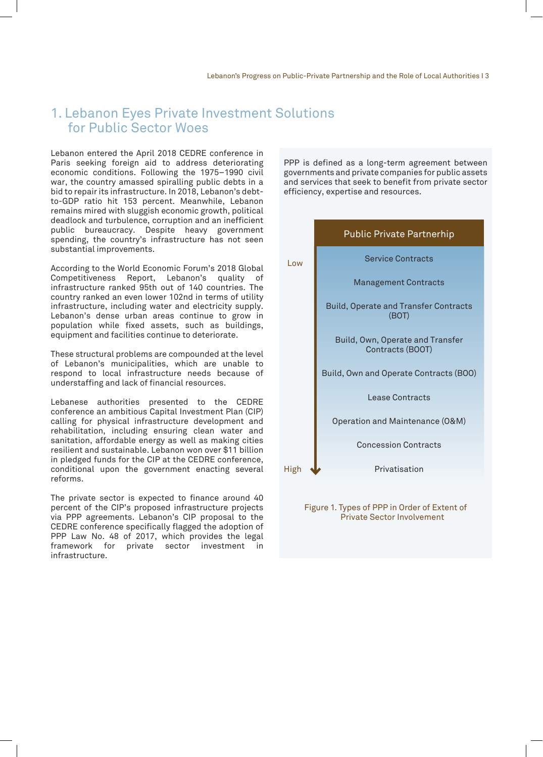# 1. Lebanon Eyes Private Investment Solutions for Public Sector Woes

Lebanon entered the April 2018 CEDRE conference in Paris seeking foreign aid to address deteriorating economic conditions. Following the 1975–1990 civil war, the country amassed spiralling public debts in a bid to repair its infrastructure. In 2018, Lebanon's debt-to-GDP ratio hit 153 percent. Meanwhile, Lebanon remains mired with sluggish economic growth, political deadlock and turbulence, corruption and an inefficient public bureaucracy. Despite heavy government spending, the country's infrastructure has not seen substantial improvements.

According to the World Economic Forum's 2018 Global Competitiveness Report, Lebanon's quality of infrastructure ranked 95th out of 140 countries. The country ranked an even lower 102nd in terms of utility infrastructure, including water and electricity supply. Lebanon's dense urban areas continue to grow in population while fixed assets, such as buildings, equipment and facilities continue to deteriorate.

These structural problems are compounded at the level of Lebanon's municipalities, which are unable to respond to local infrastructure needs because of understaffing and lack of financial resources.

Lebanese authorities presented to the CEDRE conference an ambitious Capital Investment Plan (CIP) calling for physical infrastructure development and rehabilitation, including ensuring clean water and sanitation, affordable energy as well as making cities resilient and sustainable. Lebanon won over $11 billion in pledged funds for the CIP at the CEDRE conference, conditional upon the government enacting several reforms.

The private sector is expected to finance around 40 percent of the CIP's proposed infrastructure projects via PPP agreements. Lebanon's CIP proposal to the CEDRE conference specifically flagged the adoption of PPP Law No. 48 of 2017, which provides the legal framework for private sector investment in infrastructure.

PPP is defined as a long-term agreement between governments and private companies for public assets and services that seek to benefit from private sector efficiency, expertise and resources.

**Public Private Partnerhip**

Low

- Service Contracts
- Management Contracts
- Build, Operate and Transfer Contracts (BOT)
- Build, Own, Operate and Transfer Contracts (BOOT)
- Build, Own and Operate Contracts (BOO)
- Lease Contracts
- Operation and Maintenance (O&M)
- Concession Contracts
- Privatisation

High

Figure 1. Types of PPP in Order of Extent of Private Sector Involvement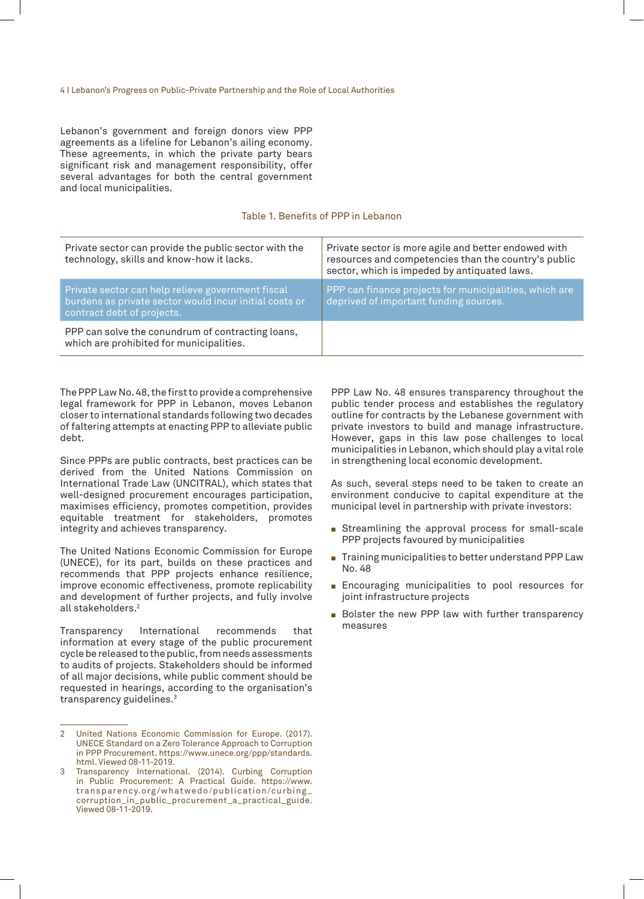Lebanon's government and foreign donors view PPP agreements as a lifeline for Lebanon's ailing economy. These agreements, in which the private party bears significant risk and management responsibility, offer several advantages for both the central government and local municipalities.

Table 1. Benefits of PPP in Lebanon

| | |
|---|---|
| Private sector can provide the public sector with the technology, skills and know-how it lacks. | Private sector is more agile and better endowed with resources and competencies than the country's public sector, which is impeded by antiquated laws. |
| Private sector can help relieve government fiscal burdens as private sector would incur initial costs or contract debt of projects. | PPP can finance projects for municipalities, which are deprived of important funding sources. |
| PPP can solve the conundrum of contracting loans, which are prohibited for municipalities. | |

The PPP Law No. 48, the first to provide a comprehensive legal framework for PPP in Lebanon, moves Lebanon closer to international standards following two decades of faltering attempts at enacting PPP to alleviate public debt.

Since PPPs are public contracts, best practices can be derived from the United Nations Commission on International Trade Law (UNCITRAL), which states that well-designed procurement encourages participation, maximises efficiency, promotes competition, provides equitable treatment for stakeholders, promotes integrity and achieves transparency.

The United Nations Economic Commission for Europe (UNECE), for its part, builds on these practices and recommends that PPP projects enhance resilience, improve economic effectiveness, promote replicability and development of further projects, and fully involve all stakeholders.[2]

Transparency International recommends that information at every stage of the public procurement cycle be released to the public, from needs assessments to audits of projects. Stakeholders should be informed of all major decisions, while public comment should be requested in hearings, according to the organisation's transparency guidelines.[3]

PPP Law No. 48 ensures transparency throughout the public tender process and establishes the regulatory outline for contracts by the Lebanese government with private investors to build and manage infrastructure. However, gaps in this law pose challenges to local municipalities in Lebanon, which should play a vital role in strengthening local economic development.

As such, several steps need to be taken to create an environment conducive to capital expenditure at the municipal level in partnership with private investors:

- Streamlining the approval process for small-scale PPP projects favoured by municipalities
- Training municipalities to better understand PPP Law No. 48
- Encouraging municipalities to pool resources for joint infrastructure projects
- Bolster the new PPP law with further transparency measures

---

2 United Nations Economic Commission for Europe. (2017). UNECE Standard on a Zero Tolerance Approach to Corruption in PPP Procurement. https://www.unece.org/ppp/standards.html. Viewed 08-11-2019.

3 Transparency International. (2014). Curbing Corruption in Public Procurement: A Practical Guide. https://www.transparency.org/whatwedo/publication/curbing_corruption_in_public_procurement_a_practical_guide. Viewed 08-11-2019.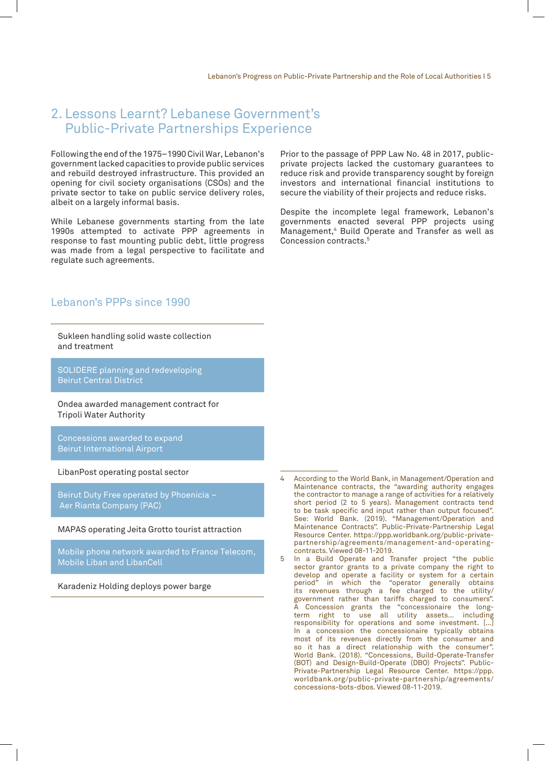## 2. Lessons Learnt? Lebanese Government's Public-Private Partnerships Experience

Following the end of the 1975–1990 Civil War, Lebanon's government lacked capacities to provide public services and rebuild destroyed infrastructure. This provided an opening for civil society organisations (CSOs) and the private sector to take on public service delivery roles, albeit on a largely informal basis.

While Lebanese governments starting from the late 1990s attempted to activate PPP agreements in response to fast mounting public debt, little progress was made from a legal perspective to facilitate and regulate such agreements.

Prior to the passage of PPP Law No. 48 in 2017, public-private projects lacked the customary guarantees to reduce risk and provide transparency sought by foreign investors and international financial institutions to secure the viability of their projects and reduce risks.

Despite the incomplete legal framework, Lebanon's governments enacted several PPP projects using Management,[4] Build Operate and Transfer as well as Concession contracts.[5]

### Lebanon's PPPs since 1990

- Sukleen handling solid waste collection and treatment
- SOLIDERE planning and redeveloping Beirut Central District
- Ondea awarded management contract for Tripoli Water Authority
- Concessions awarded to expand Beirut International Airport
- LibanPost operating postal sector
- Beirut Duty Free operated by Phoenicia – Aer Rianta Company (PAC)
- MAPAS operating Jeita Grotto tourist attraction
- Mobile phone network awarded to France Telecom, Mobile Liban and LibanCell
- Karadeniz Holding deploys power barge

---

4 According to the World Bank, in Management/Operation and Maintenance contracts, the "awarding authority engages the contractor to manage a range of activities for a relatively short period (2 to 5 years). Management contracts tend to be task specific and input rather than output focused". See: World Bank. (2019). "Management/Operation and Maintenance Contracts". Public-Private-Partnership Legal Resource Center. https://ppp.worldbank.org/public-private-partnership/agreements/management-and-operating-contracts. Viewed 08-11-2019.

5 In a Build Operate and Transfer project "the public sector grantor grants to a private company the right to develop and operate a facility or system for a certain period" in which the "operator generally obtains its revenues through a fee charged to the utility/government rather than tariffs charged to consumers". A Concession grants the "concessionaire the long-term right to use all utility assets... including responsibility for operations and some investment. [...] In a concession the concessionaire typically obtains most of its revenues directly from the consumer and so it has a direct relationship with the consumer". World Bank. (2018). "Concessions, Build-Operate-Transfer (BOT) and Design-Build-Operate (DBO) Projects". Public-Private-Partnership Legal Resource Center. https://ppp.worldbank.org/public-private-partnership/agreements/concessions-bots-dbos. Viewed 08-11-2019.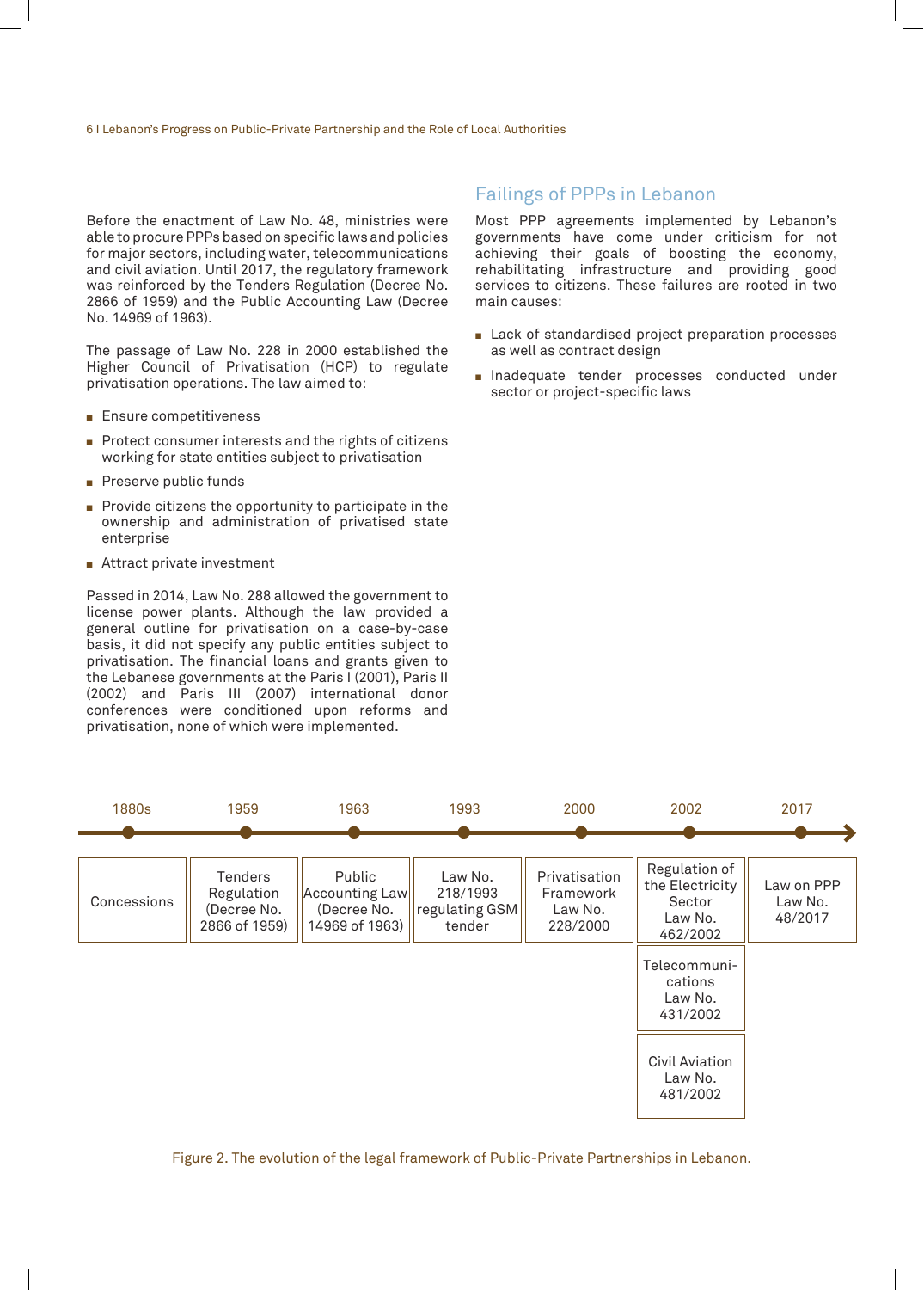Before the enactment of Law No. 48, ministries were able to procure PPPs based on specific laws and policies for major sectors, including water, telecommunications and civil aviation. Until 2017, the regulatory framework was reinforced by the Tenders Regulation (Decree No. 2866 of 1959) and the Public Accounting Law (Decree No. 14969 of 1963).

The passage of Law No. 228 in 2000 established the Higher Council of Privatisation (HCP) to regulate privatisation operations. The law aimed to:

- Ensure competitiveness
- Protect consumer interests and the rights of citizens working for state entities subject to privatisation
- Preserve public funds
- Provide citizens the opportunity to participate in the ownership and administration of privatised state enterprise
- Attract private investment

Passed in 2014, Law No. 288 allowed the government to license power plants. Although the law provided a general outline for privatisation on a case-by-case basis, it did not specify any public entities subject to privatisation. The financial loans and grants given to the Lebanese governments at the Paris I (2001), Paris II (2002) and Paris III (2007) international donor conferences were conditioned upon reforms and privatisation, none of which were implemented.

## Failings of PPPs in Lebanon

Most PPP agreements implemented by Lebanon's governments have come under criticism for not achieving their goals of boosting the economy, rehabilitating infrastructure and providing good services to citizens. These failures are rooted in two main causes:

- Lack of standardised project preparation processes as well as contract design
- Inadequate tender processes conducted under sector or project-specific laws

| 1880s | 1959 | 1963 | 1993 | 2000 | 2002 | 2017 |
|---|---|---|---|---|---|---|
| Concessions | Tenders Regulation (Decree No. 2866 of 1959) | Public Accounting Law (Decree No. 14969 of 1963) | Law No. 218/1993 regulating GSM tender | Privatisation Framework Law No. 228/2000 | Regulation of the Electricity Sector Law No. 462/2002 | Law on PPP Law No. 48/2017 |
| | | | | | Telecommunications Law No. 431/2002 | |
| | | | | | Civil Aviation Law No. 481/2002 | |

Figure 2. The evolution of the legal framework of Public-Private Partnerships in Lebanon.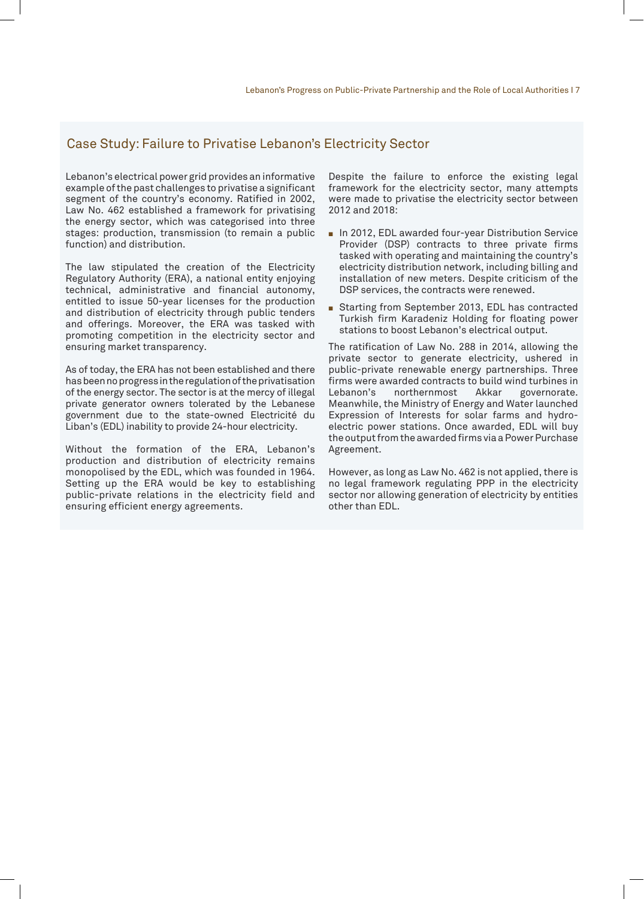## Case Study: Failure to Privatise Lebanon's Electricity Sector

Lebanon's electrical power grid provides an informative example of the past challenges to privatise a significant segment of the country's economy. Ratified in 2002, Law No. 462 established a framework for privatising the energy sector, which was categorised into three stages: production, transmission (to remain a public function) and distribution.

The law stipulated the creation of the Electricity Regulatory Authority (ERA), a national entity enjoying technical, administrative and financial autonomy, entitled to issue 50-year licenses for the production and distribution of electricity through public tenders and offerings. Moreover, the ERA was tasked with promoting competition in the electricity sector and ensuring market transparency.

As of today, the ERA has not been established and there has been no progress in the regulation of the privatisation of the energy sector. The sector is at the mercy of illegal private generator owners tolerated by the Lebanese government due to the state-owned Electricité du Liban's (EDL) inability to provide 24-hour electricity.

Without the formation of the ERA, Lebanon's production and distribution of electricity remains monopolised by the EDL, which was founded in 1964. Setting up the ERA would be key to establishing public-private relations in the electricity field and ensuring efficient energy agreements.

Despite the failure to enforce the existing legal framework for the electricity sector, many attempts were made to privatise the electricity sector between 2012 and 2018:

- In 2012, EDL awarded four-year Distribution Service Provider (DSP) contracts to three private firms tasked with operating and maintaining the country's electricity distribution network, including billing and installation of new meters. Despite criticism of the DSP services, the contracts were renewed.
- Starting from September 2013, EDL has contracted Turkish firm Karadeniz Holding for floating power stations to boost Lebanon's electrical output.

The ratification of Law No. 288 in 2014, allowing the private sector to generate electricity, ushered in public-private renewable energy partnerships. Three firms were awarded contracts to build wind turbines in Lebanon's northernmost Akkar governorate. Meanwhile, the Ministry of Energy and Water launched Expression of Interests for solar farms and hydro-electric power stations. Once awarded, EDL will buy the output from the awarded firms via a Power Purchase Agreement.

However, as long as Law No. 462 is not applied, there is no legal framework regulating PPP in the electricity sector nor allowing generation of electricity by entities other than EDL.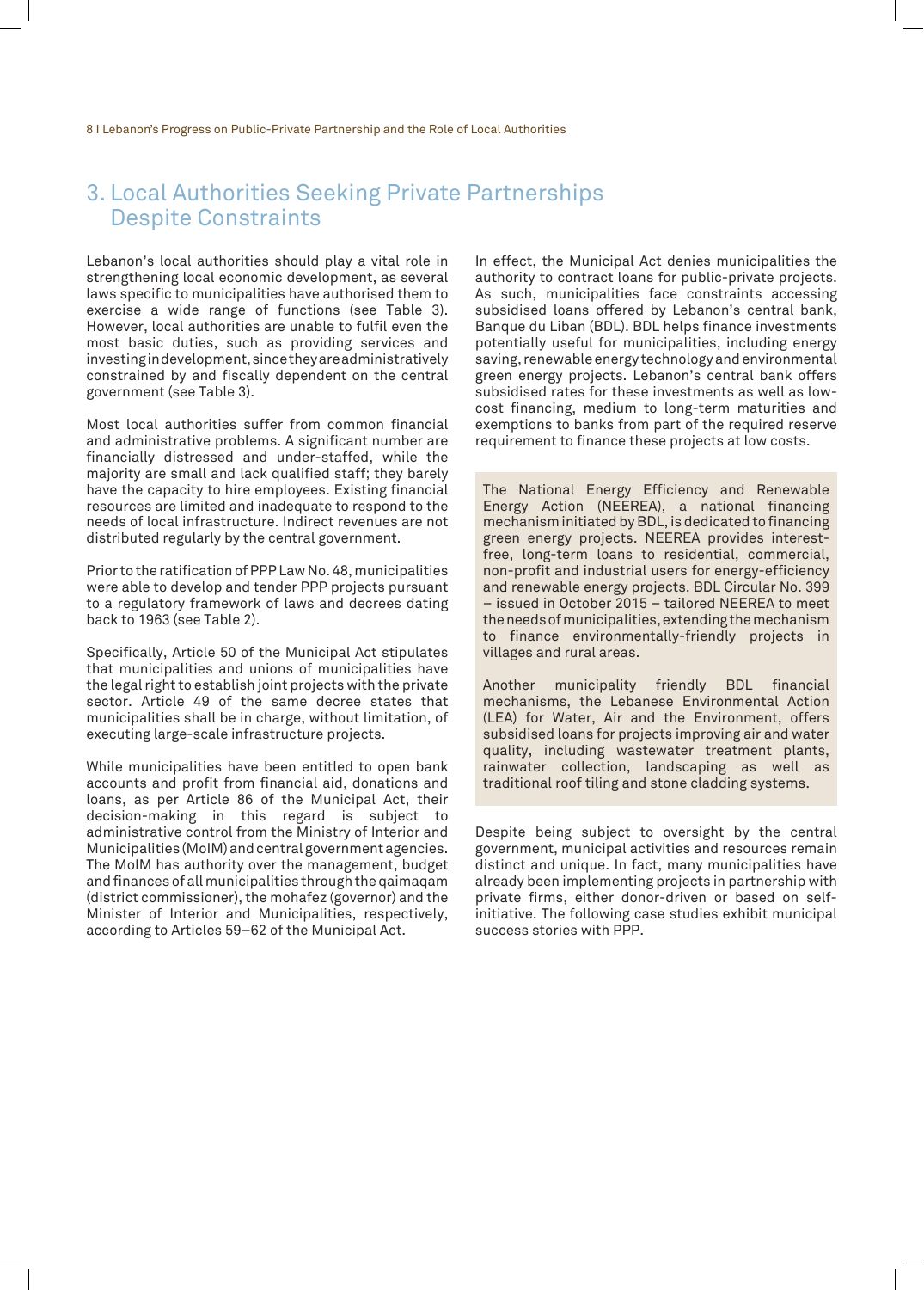## 3. Local Authorities Seeking Private Partnerships Despite Constraints

Lebanon's local authorities should play a vital role in strengthening local economic development, as several laws specific to municipalities have authorised them to exercise a wide range of functions (see Table 3). However, local authorities are unable to fulfil even the most basic duties, such as providing services and investing in development, since they are administratively constrained by and fiscally dependent on the central government (see Table 3).

Most local authorities suffer from common financial and administrative problems. A significant number are financially distressed and under-staffed, while the majority are small and lack qualified staff; they barely have the capacity to hire employees. Existing financial resources are limited and inadequate to respond to the needs of local infrastructure. Indirect revenues are not distributed regularly by the central government.

Prior to the ratification of PPP Law No. 48, municipalities were able to develop and tender PPP projects pursuant to a regulatory framework of laws and decrees dating back to 1963 (see Table 2).

Specifically, Article 50 of the Municipal Act stipulates that municipalities and unions of municipalities have the legal right to establish joint projects with the private sector. Article 49 of the same decree states that municipalities shall be in charge, without limitation, of executing large-scale infrastructure projects.

While municipalities have been entitled to open bank accounts and profit from financial aid, donations and loans, as per Article 86 of the Municipal Act, their decision-making in this regard is subject to administrative control from the Ministry of Interior and Municipalities (MoIM) and central government agencies. The MoIM has authority over the management, budget and finances of all municipalities through the qaimaqam (district commissioner), the mohafez (governor) and the Minister of Interior and Municipalities, respectively, according to Articles 59–62 of the Municipal Act.

In effect, the Municipal Act denies municipalities the authority to contract loans for public-private projects. As such, municipalities face constraints accessing subsidised loans offered by Lebanon's central bank, Banque du Liban (BDL). BDL helps finance investments potentially useful for municipalities, including energy saving, renewable energy technology and environmental green energy projects. Lebanon's central bank offers subsidised rates for these investments as well as low-cost financing, medium to long-term maturities and exemptions to banks from part of the required reserve requirement to finance these projects at low costs.

The National Energy Efficiency and Renewable Energy Action (NEEREA), a national financing mechanism initiated by BDL, is dedicated to financing green energy projects. NEEREA provides interest-free, long-term loans to residential, commercial, non-profit and industrial users for energy-efficiency and renewable energy projects. BDL Circular No. 399 – issued in October 2015 – tailored NEEREA to meet the needs of municipalities, extending the mechanism to finance environmentally-friendly projects in villages and rural areas.

Another municipality friendly BDL financial mechanisms, the Lebanese Environmental Action (LEA) for Water, Air and the Environment, offers subsidised loans for projects improving air and water quality, including wastewater treatment plants, rainwater collection, landscaping as well as traditional roof tiling and stone cladding systems.

Despite being subject to oversight by the central government, municipal activities and resources remain distinct and unique. In fact, many municipalities have already been implementing projects in partnership with private firms, either donor-driven or based on self-initiative. The following case studies exhibit municipal success stories with PPP.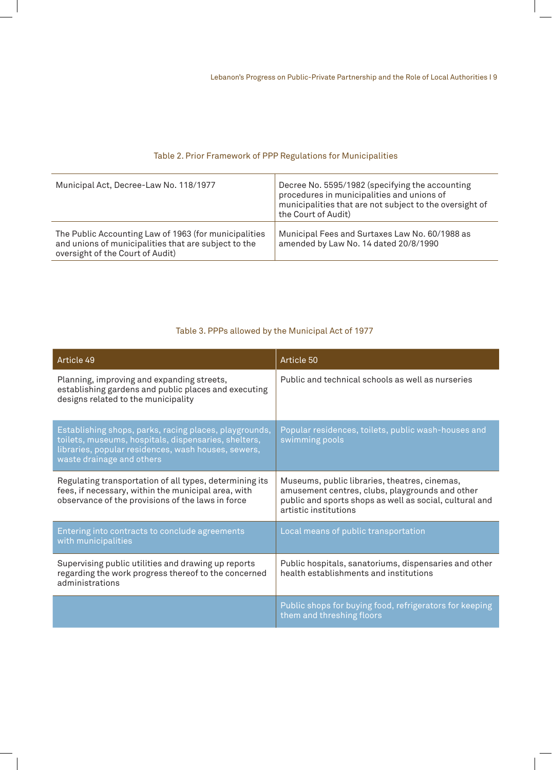Table 2. Prior Framework of PPP Regulations for Municipalities

| | |
|---|---|
| Municipal Act, Decree-Law No. 118/1977 | Decree No. 5595/1982 (specifying the accounting procedures in municipalities and unions of municipalities that are not subject to the oversight of the Court of Audit) |
| The Public Accounting Law of 1963 (for municipalities and unions of municipalities that are subject to the oversight of the Court of Audit) | Municipal Fees and Surtaxes Law No. 60/1988 as amended by Law No. 14 dated 20/8/1990 |

Table 3. PPPs allowed by the Municipal Act of 1977

| Article 49 | Article 50 |
|---|---|
| Planning, improving and expanding streets, establishing gardens and public places and executing designs related to the municipality | Public and technical schools as well as nurseries |
| Establishing shops, parks, racing places, playgrounds, toilets, museums, hospitals, dispensaries, shelters, libraries, popular residences, wash houses, sewers, waste drainage and others | Popular residences, toilets, public wash-houses and swimming pools |
| Regulating transportation of all types, determining its fees, if necessary, within the municipal area, with observance of the provisions of the laws in force | Museums, public libraries, theatres, cinemas, amusement centres, clubs, playgrounds and other public and sports shops as well as social, cultural and artistic institutions |
| Entering into contracts to conclude agreements with municipalities | Local means of public transportation |
| Supervising public utilities and drawing up reports regarding the work progress thereof to the concerned administrations | Public hospitals, sanatoriums, dispensaries and other health establishments and institutions |
| | Public shops for buying food, refrigerators for keeping them and threshing floors |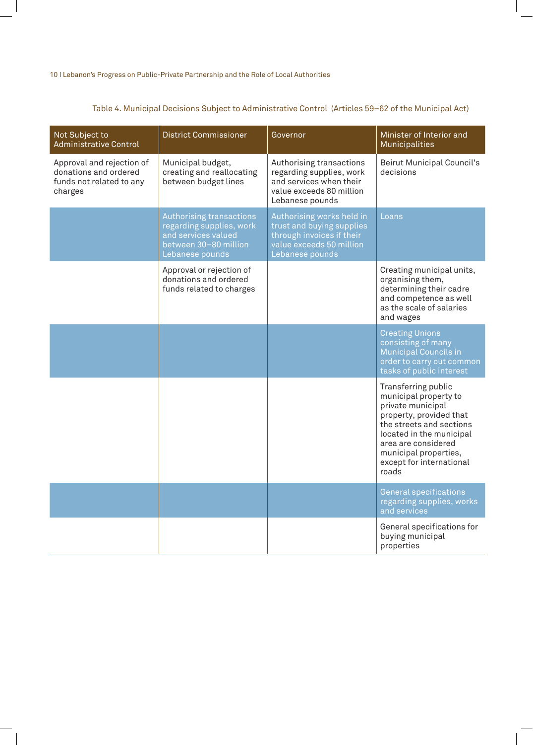Table 4. Municipal Decisions Subject to Administrative Control (Articles 59–62 of the Municipal Act)

| Not Subject to Administrative Control | District Commissioner | Governor | Minister of Interior and Municipalities |
|---|---|---|---|
| Approval and rejection of donations and ordered funds not related to any charges | Municipal budget, creating and reallocating between budget lines | Authorising transactions regarding supplies, work and services when their value exceeds 80 million Lebanese pounds | Beirut Municipal Council's decisions |
| | Authorising transactions regarding supplies, work and services valued between 30–80 million Lebanese pounds | Authorising works held in trust and buying supplies through invoices if their value exceeds 50 million Lebanese pounds | Loans |
| | Approval or rejection of donations and ordered funds related to charges | | Creating municipal units, organising them, determining their cadre and competence as well as the scale of salaries and wages |
| | | | Creating Unions consisting of many Municipal Councils in order to carry out common tasks of public interest |
| | | | Transferring public municipal property to private municipal property, provided that the streets and sections located in the municipal area are considered municipal properties, except for international roads |
| | | | General specifications regarding supplies, works and services |
| | | | General specifications for buying municipal properties |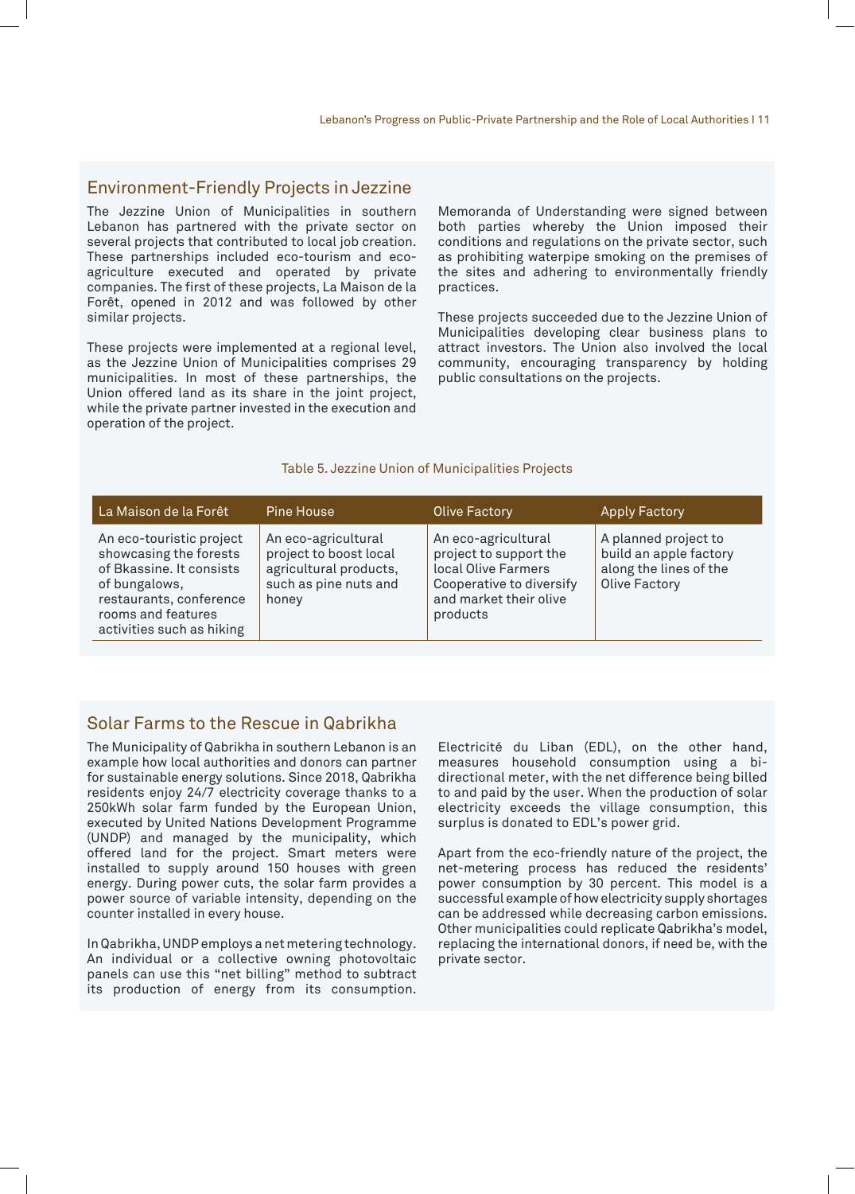## Environment-Friendly Projects in Jezzine

The Jezzine Union of Municipalities in southern Lebanon has partnered with the private sector on several projects that contributed to local job creation. These partnerships included eco-tourism and eco-agriculture executed and operated by private companies. The first of these projects, La Maison de la Forêt, opened in 2012 and was followed by other similar projects.

These projects were implemented at a regional level, as the Jezzine Union of Municipalities comprises 29 municipalities. In most of these partnerships, the Union offered land as its share in the joint project, while the private partner invested in the execution and operation of the project.

Memoranda of Understanding were signed between both parties whereby the Union imposed their conditions and regulations on the private sector, such as prohibiting waterpipe smoking on the premises of the sites and adhering to environmentally friendly practices.

These projects succeeded due to the Jezzine Union of Municipalities developing clear business plans to attract investors. The Union also involved the local community, encouraging transparency by holding public consultations on the projects.

Table 5. Jezzine Union of Municipalities Projects

| La Maison de la Forêt | Pine House | Olive Factory | Apply Factory |
|---|---|---|---|
| An eco-touristic project showcasing the forests of Bkassine. It consists of bungalows, restaurants, conference rooms and features activities such as hiking | An eco-agricultural project to boost local agricultural products, such as pine nuts and honey | An eco-agricultural project to support the local Olive Farmers Cooperative to diversify and market their olive products | A planned project to build an apple factory along the lines of the Olive Factory |

## Solar Farms to the Rescue in Qabrikha

The Municipality of Qabrikha in southern Lebanon is an example how local authorities and donors can partner for sustainable energy solutions. Since 2018, Qabrikha residents enjoy 24/7 electricity coverage thanks to a 250kWh solar farm funded by the European Union, executed by United Nations Development Programme (UNDP) and managed by the municipality, which offered land for the project. Smart meters were installed to supply around 150 houses with green energy. During power cuts, the solar farm provides a power source of variable intensity, depending on the counter installed in every house.

In Qabrikha, UNDP employs a net metering technology. An individual or a collective owning photovoltaic panels can use this "net billing" method to subtract its production of energy from its consumption. Electricité du Liban (EDL), on the other hand, measures household consumption using a bi-directional meter, with the net difference being billed to and paid by the user. When the production of solar electricity exceeds the village consumption, this surplus is donated to EDL's power grid.

Apart from the eco-friendly nature of the project, the net-metering process has reduced the residents' power consumption by 30 percent. This model is a successful example of how electricity supply shortages can be addressed while decreasing carbon emissions. Other municipalities could replicate Qabrikha's model, replacing the international donors, if need be, with the private sector.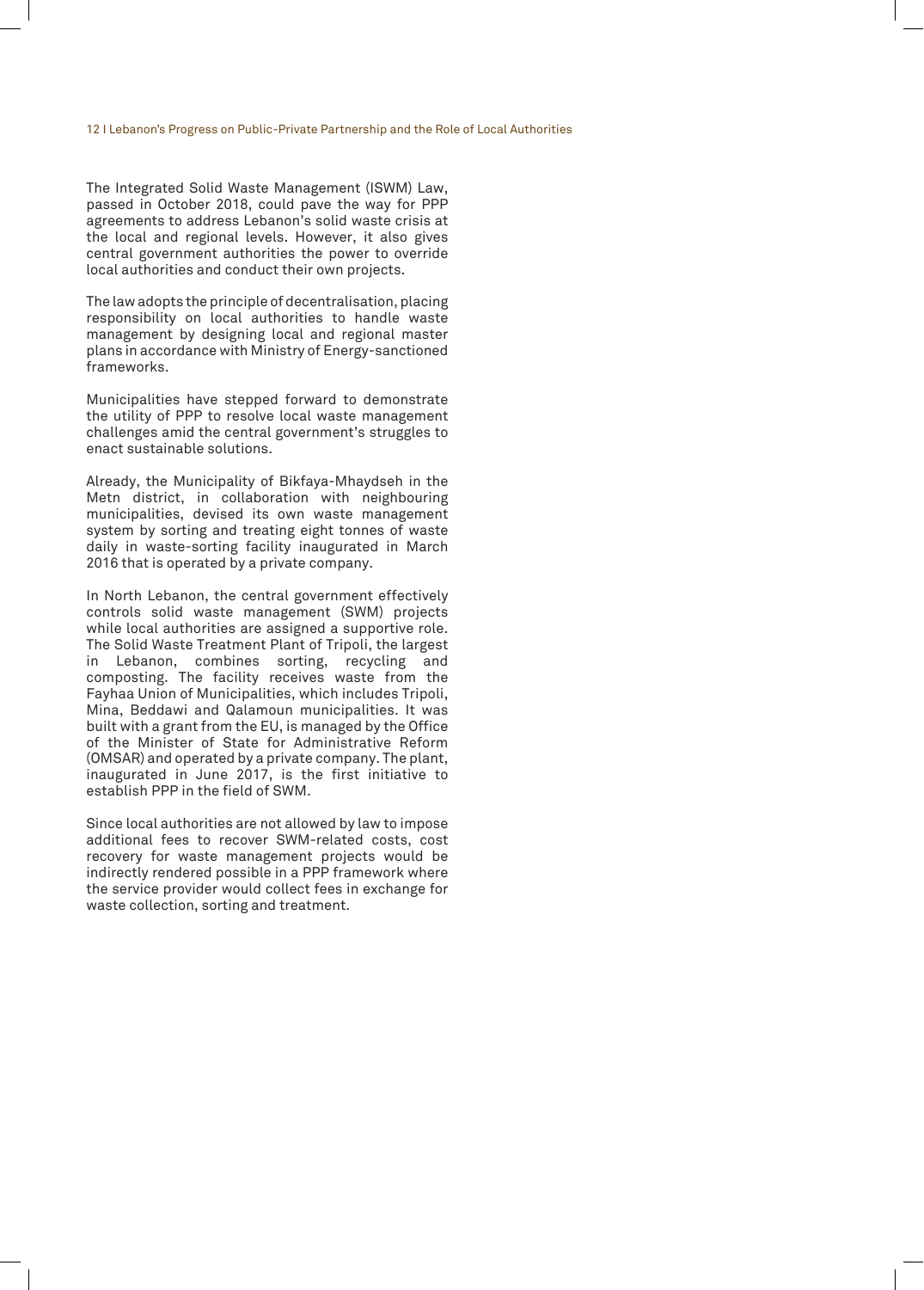The Integrated Solid Waste Management (ISWM) Law, passed in October 2018, could pave the way for PPP agreements to address Lebanon's solid waste crisis at the local and regional levels. However, it also gives central government authorities the power to override local authorities and conduct their own projects.

The law adopts the principle of decentralisation, placing responsibility on local authorities to handle waste management by designing local and regional master plans in accordance with Ministry of Energy-sanctioned frameworks.

Municipalities have stepped forward to demonstrate the utility of PPP to resolve local waste management challenges amid the central government's struggles to enact sustainable solutions.

Already, the Municipality of Bikfaya-Mhaydseh in the Metn district, in collaboration with neighbouring municipalities, devised its own waste management system by sorting and treating eight tonnes of waste daily in waste-sorting facility inaugurated in March 2016 that is operated by a private company.

In North Lebanon, the central government effectively controls solid waste management (SWM) projects while local authorities are assigned a supportive role. The Solid Waste Treatment Plant of Tripoli, the largest in Lebanon, combines sorting, recycling and composting. The facility receives waste from the Fayhaa Union of Municipalities, which includes Tripoli, Mina, Beddawi and Qalamoun municipalities. It was built with a grant from the EU, is managed by the Office of the Minister of State for Administrative Reform (OMSAR) and operated by a private company. The plant, inaugurated in June 2017, is the first initiative to establish PPP in the field of SWM.

Since local authorities are not allowed by law to impose additional fees to recover SWM-related costs, cost recovery for waste management projects would be indirectly rendered possible in a PPP framework where the service provider would collect fees in exchange for waste collection, sorting and treatment.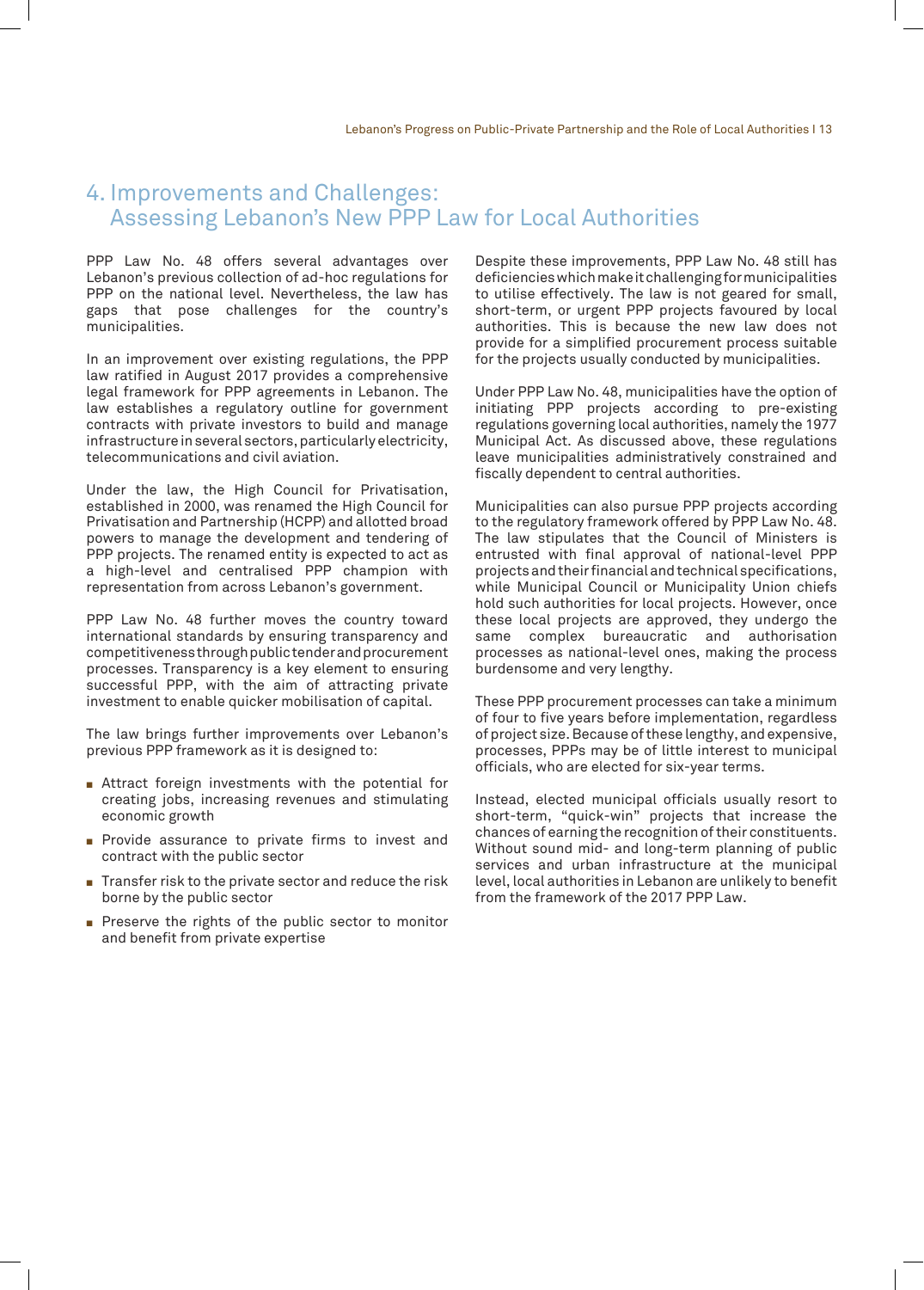## 4. Improvements and Challenges: Assessing Lebanon's New PPP Law for Local Authorities

PPP Law No. 48 offers several advantages over Lebanon's previous collection of ad-hoc regulations for PPP on the national level. Nevertheless, the law has gaps that pose challenges for the country's municipalities.

In an improvement over existing regulations, the PPP law ratified in August 2017 provides a comprehensive legal framework for PPP agreements in Lebanon. The law establishes a regulatory outline for government contracts with private investors to build and manage infrastructure in several sectors, particularly electricity, telecommunications and civil aviation.

Under the law, the High Council for Privatisation, established in 2000, was renamed the High Council for Privatisation and Partnership (HCPP) and allotted broad powers to manage the development and tendering of PPP projects. The renamed entity is expected to act as a high-level and centralised PPP champion with representation from across Lebanon's government.

PPP Law No. 48 further moves the country toward international standards by ensuring transparency and competitiveness through public tender and procurement processes. Transparency is a key element to ensuring successful PPP, with the aim of attracting private investment to enable quicker mobilisation of capital.

The law brings further improvements over Lebanon's previous PPP framework as it is designed to:

- Attract foreign investments with the potential for creating jobs, increasing revenues and stimulating economic growth
- Provide assurance to private firms to invest and contract with the public sector
- Transfer risk to the private sector and reduce the risk borne by the public sector
- Preserve the rights of the public sector to monitor and benefit from private expertise

Despite these improvements, PPP Law No. 48 still has deficiencies which make it challenging for municipalities to utilise effectively. The law is not geared for small, short-term, or urgent PPP projects favoured by local authorities. This is because the new law does not provide for a simplified procurement process suitable for the projects usually conducted by municipalities.

Under PPP Law No. 48, municipalities have the option of initiating PPP projects according to pre-existing regulations governing local authorities, namely the 1977 Municipal Act. As discussed above, these regulations leave municipalities administratively constrained and fiscally dependent to central authorities.

Municipalities can also pursue PPP projects according to the regulatory framework offered by PPP Law No. 48. The law stipulates that the Council of Ministers is entrusted with final approval of national-level PPP projects and their financial and technical specifications, while Municipal Council or Municipality Union chiefs hold such authorities for local projects. However, once these local projects are approved, they undergo the same complex bureaucratic and authorisation processes as national-level ones, making the process burdensome and very lengthy.

These PPP procurement processes can take a minimum of four to five years before implementation, regardless of project size. Because of these lengthy, and expensive, processes, PPPs may be of little interest to municipal officials, who are elected for six-year terms.

Instead, elected municipal officials usually resort to short-term, "quick-win" projects that increase the chances of earning the recognition of their constituents. Without sound mid- and long-term planning of public services and urban infrastructure at the municipal level, local authorities in Lebanon are unlikely to benefit from the framework of the 2017 PPP Law.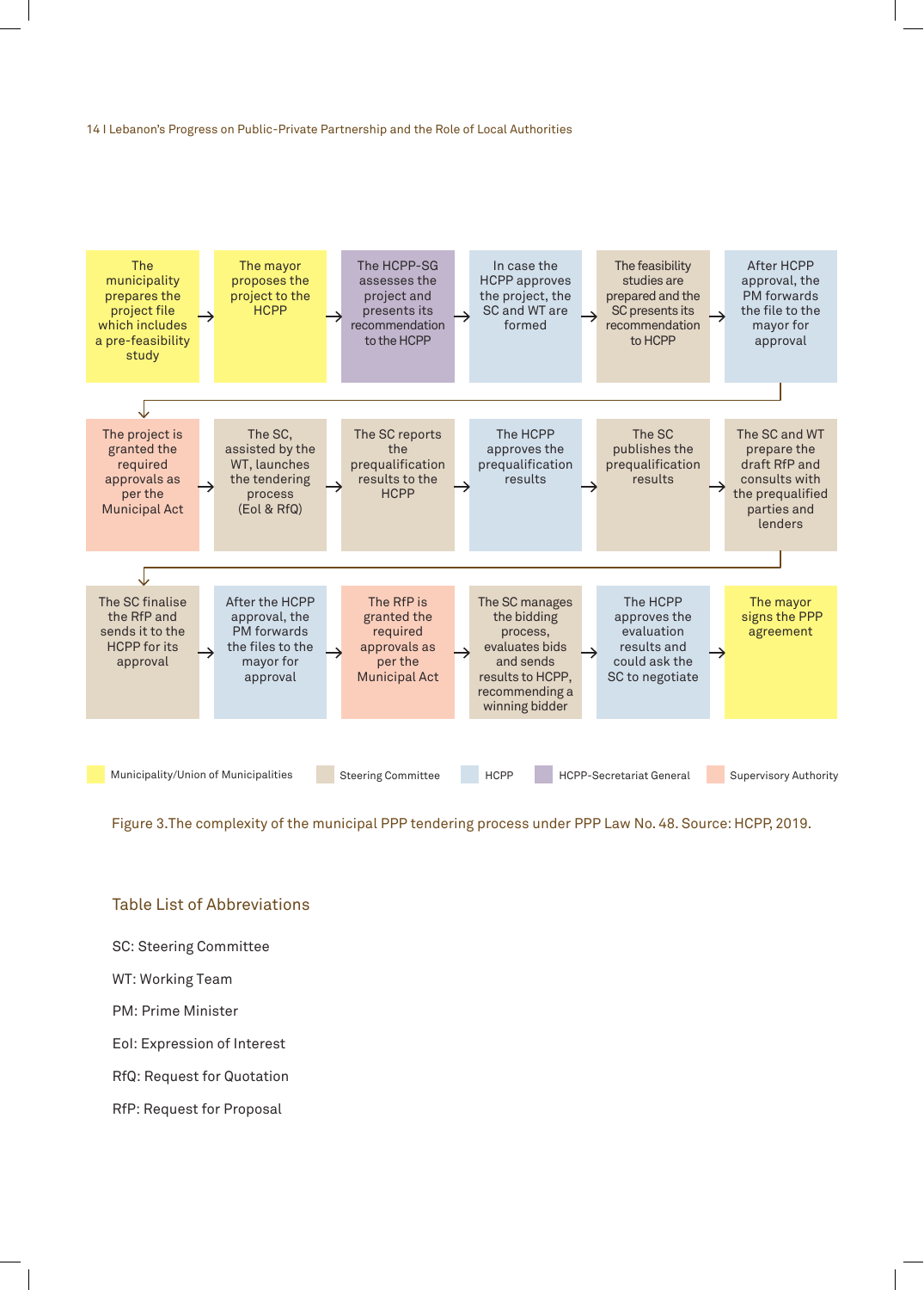The municipality prepares the project file which includes a pre-feasibility study → The mayor proposes the project to the HCPP → The HCPP-SG assesses the project and presents its recommendation to the HCPP → In case the HCPP approves the project, the SC and WT are formed → The feasibility studies are prepared and the SC presents its recommendation to HCPP → After HCPP approval, the PM forwards the file to the mayor for approval

The project is granted the required approvals as per the Municipal Act → The SC, assisted by the WT, launches the tendering process (EoI & RfQ) → The SC reports the prequalification results to the HCPP → The HCPP approves the prequalification results → The SC publishes the prequalification results → The SC and WT prepare the draft RfP and consults with the prequalified parties and lenders

The SC finalise the RfP and sends it to the HCPP for its approval → After the HCPP approval, the PM forwards the files to the mayor for approval → The RfP is granted the required approvals as per the Municipal Act → The SC manages the bidding process, evaluates bids and sends results to HCPP, recommending a winning bidder → The HCPP approves the evaluation results and could ask the SC to negotiate → The mayor signs the PPP agreement

Legend: Municipality/Union of Municipalities; Steering Committee; HCPP; HCPP-Secretariat General; Supervisory Authority

Figure 3.The complexity of the municipal PPP tendering process under PPP Law No. 48. Source: HCPP, 2019.

## Table List of Abbreviations

SC: Steering Committee

WT: Working Team

PM: Prime Minister

EoI: Expression of Interest

RfQ: Request for Quotation

RfP: Request for Proposal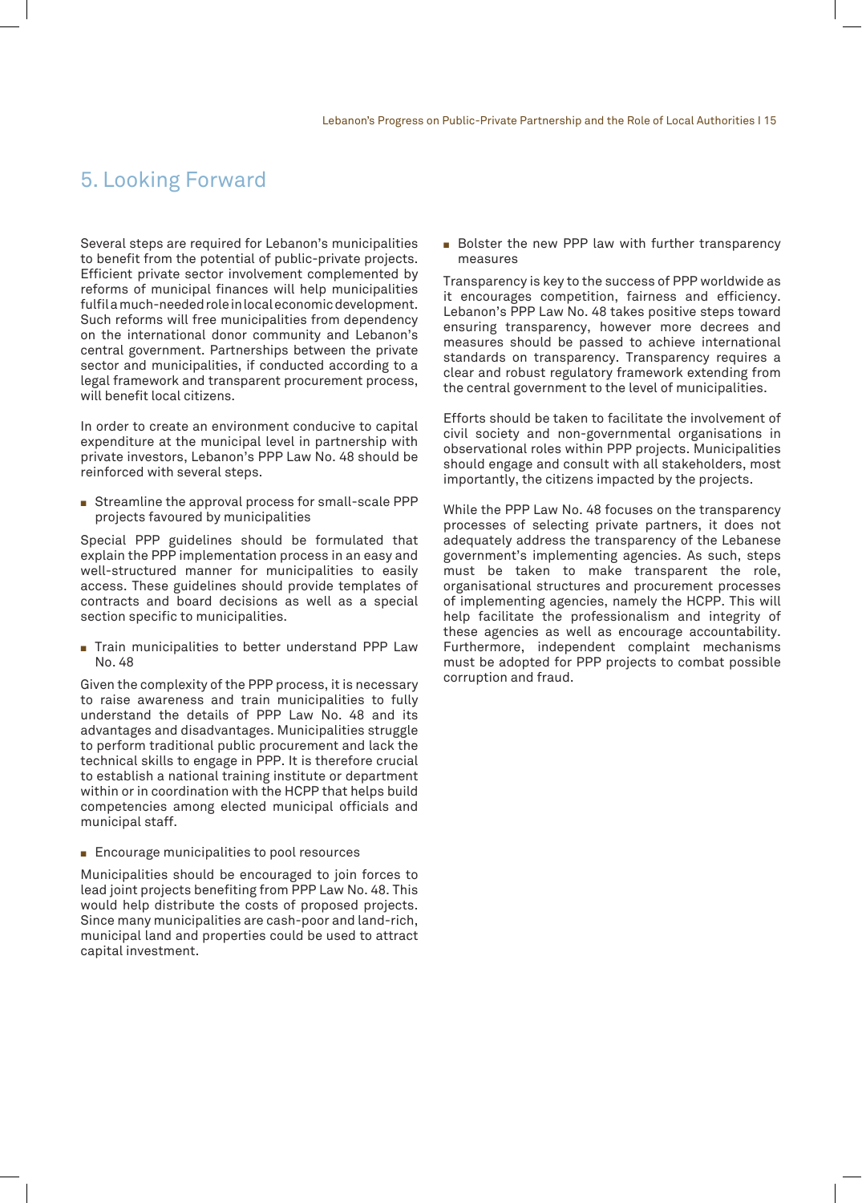## 5. Looking Forward

Several steps are required for Lebanon's municipalities to benefit from the potential of public-private projects. Efficient private sector involvement complemented by reforms of municipal finances will help municipalities fulfil a much-needed role in local economic development. Such reforms will free municipalities from dependency on the international donor community and Lebanon's central government. Partnerships between the private sector and municipalities, if conducted according to a legal framework and transparent procurement process, will benefit local citizens.

In order to create an environment conducive to capital expenditure at the municipal level in partnership with private investors, Lebanon's PPP Law No. 48 should be reinforced with several steps.

- Streamline the approval process for small-scale PPP projects favoured by municipalities

Special PPP guidelines should be formulated that explain the PPP implementation process in an easy and well-structured manner for municipalities to easily access. These guidelines should provide templates of contracts and board decisions as well as a special section specific to municipalities.

- Train municipalities to better understand PPP Law No. 48

Given the complexity of the PPP process, it is necessary to raise awareness and train municipalities to fully understand the details of PPP Law No. 48 and its advantages and disadvantages. Municipalities struggle to perform traditional public procurement and lack the technical skills to engage in PPP. It is therefore crucial to establish a national training institute or department within or in coordination with the HCPP that helps build competencies among elected municipal officials and municipal staff.

- Encourage municipalities to pool resources

Municipalities should be encouraged to join forces to lead joint projects benefiting from PPP Law No. 48. This would help distribute the costs of proposed projects. Since many municipalities are cash-poor and land-rich, municipal land and properties could be used to attract capital investment.

- Bolster the new PPP law with further transparency measures

Transparency is key to the success of PPP worldwide as it encourages competition, fairness and efficiency. Lebanon's PPP Law No. 48 takes positive steps toward ensuring transparency, however more decrees and measures should be passed to achieve international standards on transparency. Transparency requires a clear and robust regulatory framework extending from the central government to the level of municipalities.

Efforts should be taken to facilitate the involvement of civil society and non-governmental organisations in observational roles within PPP projects. Municipalities should engage and consult with all stakeholders, most importantly, the citizens impacted by the projects.

While the PPP Law No. 48 focuses on the transparency processes of selecting private partners, it does not adequately address the transparency of the Lebanese government's implementing agencies. As such, steps must be taken to make transparent the role, organisational structures and procurement processes of implementing agencies, namely the HCPP. This will help facilitate the professionalism and integrity of these agencies as well as encourage accountability. Furthermore, independent complaint mechanisms must be adopted for PPP projects to combat possible corruption and fraud.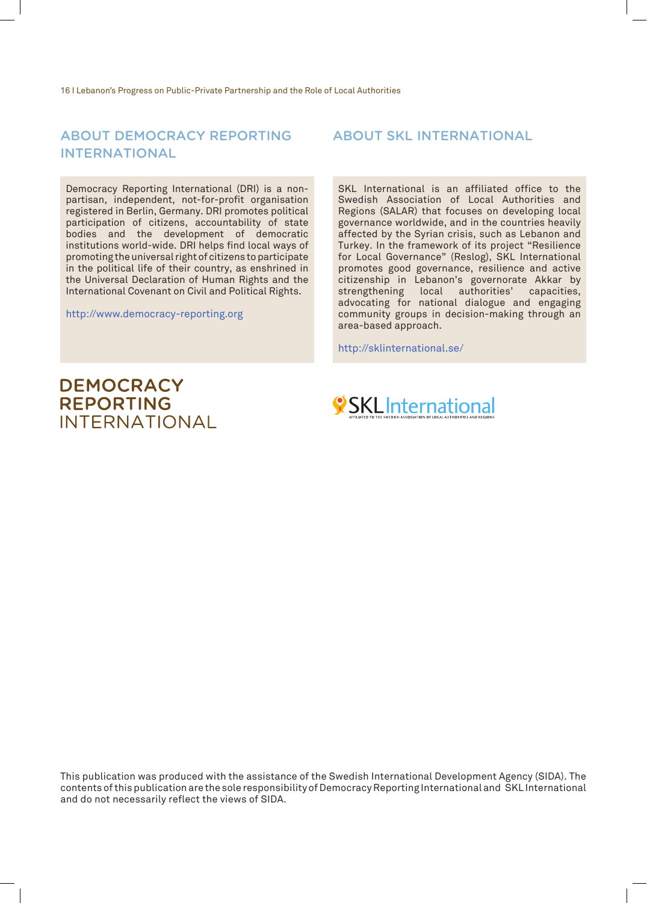## ABOUT DEMOCRACY REPORTING INTERNATIONAL

Democracy Reporting International (DRI) is a non-partisan, independent, not-for-profit organisation registered in Berlin, Germany. DRI promotes political participation of citizens, accountability of state bodies and the development of democratic institutions world-wide. DRI helps find local ways of promoting the universal right of citizens to participate in the political life of their country, as enshrined in the Universal Declaration of Human Rights and the International Covenant on Civil and Political Rights.

http://www.democracy-reporting.org

DEMOCRACY REPORTING INTERNATIONAL

## ABOUT SKL INTERNATIONAL

SKL International is an affiliated office to the Swedish Association of Local Authorities and Regions (SALAR) that focuses on developing local governance worldwide, and in the countries heavily affected by the Syrian crisis, such as Lebanon and Turkey. In the framework of its project "Resilience for Local Governance" (Reslog), SKL International promotes good governance, resilience and active citizenship in Lebanon's governorate Akkar by strengthening local authorities' capacities, advocating for national dialogue and engaging community groups in decision-making through an area-based approach.

http://sklinternational.se/

SKL International
AFFILIATED TO THE SWEDISH ASSOCIATION OF LOCAL AUTHORITIES AND REGIONS

This publication was produced with the assistance of the Swedish International Development Agency (SIDA). The contents of this publication are the sole responsibility of Democracy Reporting International and SKL International and do not necessarily reflect the views of SIDA.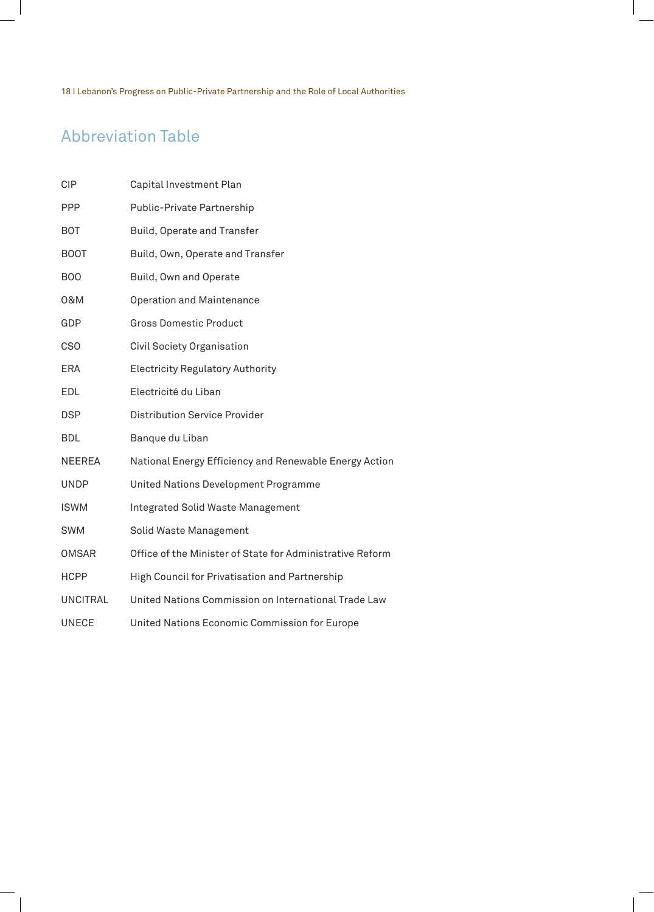## Abbreviation Table

| | |
|---|---|
| CIP | Capital Investment Plan |
| PPP | Public-Private Partnership |
| BOT | Build, Operate and Transfer |
| BOOT | Build, Own, Operate and Transfer |
| BOO | Build, Own and Operate |
| O&M | Operation and Maintenance |
| GDP | Gross Domestic Product |
| CSO | Civil Society Organisation |
| ERA | Electricity Regulatory Authority |
| EDL | Electricité du Liban |
| DSP | Distribution Service Provider |
| BDL | Banque du Liban |
| NEEREA | National Energy Efficiency and Renewable Energy Action |
| UNDP | United Nations Development Programme |
| ISWM | Integrated Solid Waste Management |
| SWM | Solid Waste Management |
| OMSAR | Office of the Minister of State for Administrative Reform |
| HCPP | High Council for Privatisation and Partnership |
| UNCITRAL | United Nations Commission on International Trade Law |
| UNECE | United Nations Economic Commission for Europe |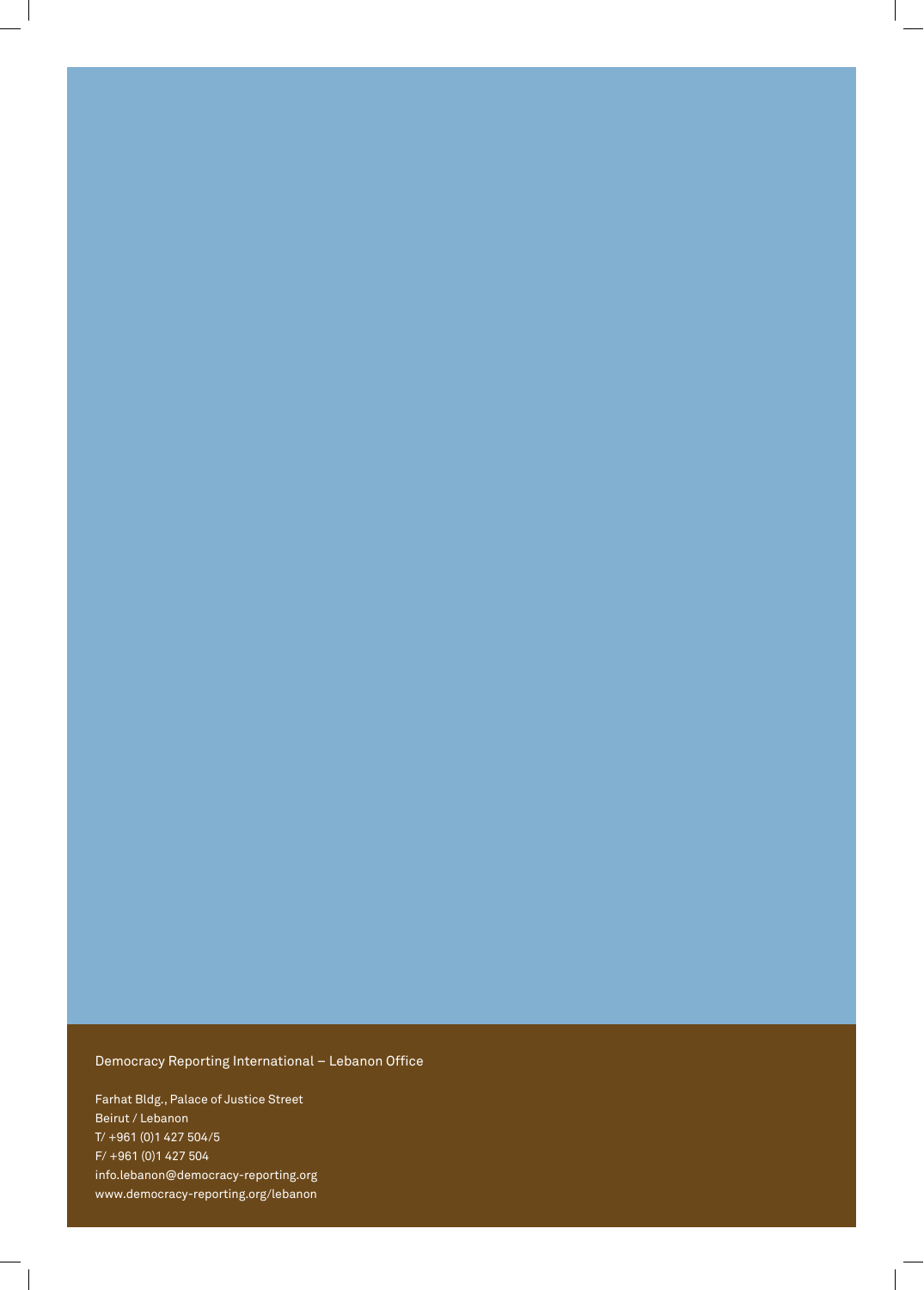Democracy Reporting International – Lebanon Office

Farhat Bldg., Palace of Justice Street
Beirut / Lebanon
T/ +961 (0)1 427 504/5
F/ +961 (0)1 427 504
info.lebanon@democracy-reporting.org
www.democracy-reporting.org/lebanon